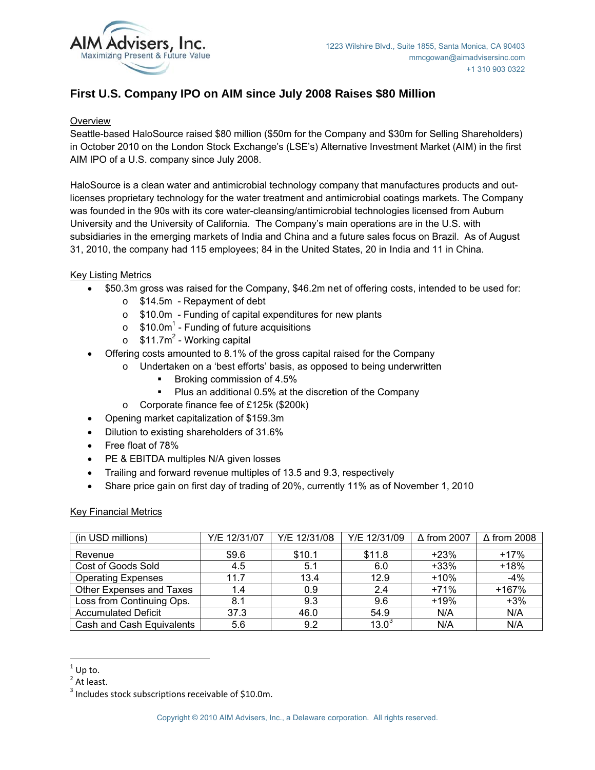AIM Advisers, Inc.
Maximizing Present & Future Value

1223 Wilshire Blvd., Suite 1855, Santa Monica, CA 90403
mmcgowan@aimadvisersinc.com
+1 310 903 0322

# First U.S. Company IPO on AIM since July 2008 Raises $80 Million

## Overview

Seattle-based HaloSource raised $80 million ($50m for the Company and $30m for Selling Shareholders) in October 2010 on the London Stock Exchange's (LSE's) Alternative Investment Market (AIM) in the first AIM IPO of a U.S. company since July 2008.

HaloSource is a clean water and antimicrobial technology company that manufactures products and out-licenses proprietary technology for the water treatment and antimicrobial coatings markets. The Company was founded in the 90s with its core water-cleansing/antimicrobial technologies licensed from Auburn University and the University of California. The Company's main operations are in the U.S. with subsidiaries in the emerging markets of India and China and a future sales focus on Brazil. As of August 31, 2010, the company had 115 employees; 84 in the United States, 20 in India and 11 in China.

## Key Listing Metrics

- $50.3m gross was raised for the Company, $46.2m net of offering costs, intended to be used for:
  - $14.5m - Repayment of debt
  - $10.0m - Funding of capital expenditures for new plants
  - $10.0m[1] - Funding of future acquisitions
  - $11.7m[2] - Working capital
- Offering costs amounted to 8.1% of the gross capital raised for the Company
  - Undertaken on a 'best efforts' basis, as opposed to being underwritten
    - Broking commission of 4.5%
    - Plus an additional 0.5% at the discretion of the Company
  - Corporate finance fee of £125k ($200k)
- Opening market capitalization of $159.3m
- Dilution to existing shareholders of 31.6%
- Free float of 78%
- PE & EBITDA multiples N/A given losses
- Trailing and forward revenue multiples of 13.5 and 9.3, respectively
- Share price gain on first day of trading of 20%, currently 11% as of November 1, 2010

## Key Financial Metrics

| (in USD millions) | Y/E 12/31/07 | Y/E 12/31/08 | Y/E 12/31/09 | Δ from 2007 | Δ from 2008 |
|---|---|---|---|---|---|
| Revenue | $9.6 | $10.1 | $11.8 | +23% | +17% |
| Cost of Goods Sold | 4.5 | 5.1 | 6.0 | +33% | +18% |
| Operating Expenses | 11.7 | 13.4 | 12.9 | +10% | -4% |
| Other Expenses and Taxes | 1.4 | 0.9 | 2.4 | +71% | +167% |
| Loss from Continuing Ops. | 8.1 | 9.3 | 9.6 | +19% | +3% |
| Accumulated Deficit | 37.3 | 46.0 | 54.9 | N/A | N/A |
| Cash and Cash Equivalents | 5.6 | 9.2 | 13.0[3] | N/A | N/A |

[1] Up to.
[2] At least.
[3] Includes stock subscriptions receivable of $10.0m.

Copyright © 2010 AIM Advisers, Inc., a Delaware corporation. All rights reserved.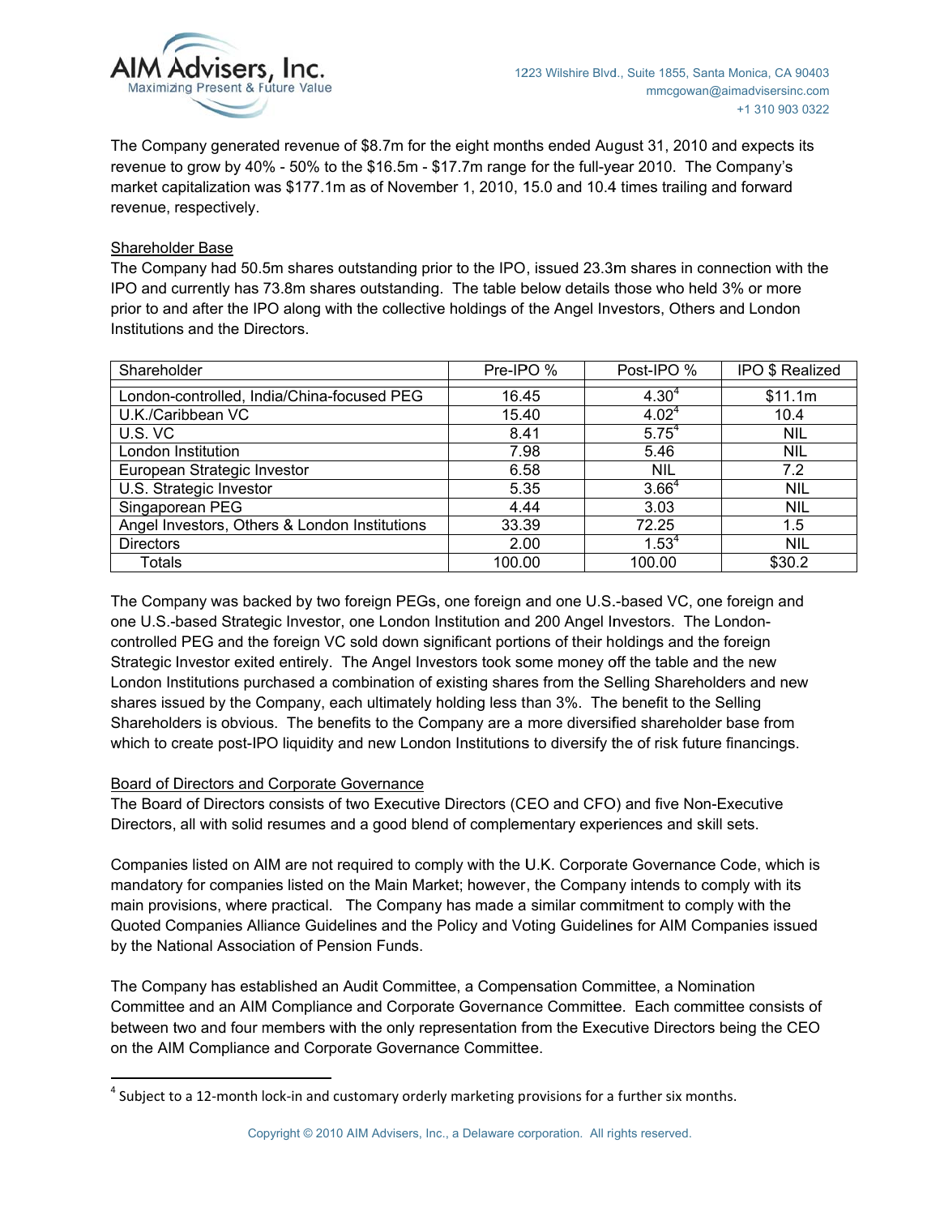The Company generated revenue of $8.7m for the eight months ended August 31, 2010 and expects its revenue to grow by 40% - 50% to the $16.5m - $17.7m range for the full-year 2010. The Company's market capitalization was $177.1m as of November 1, 2010, 15.0 and 10.4 times trailing and forward revenue, respectively.

## Shareholder Base

The Company had 50.5m shares outstanding prior to the IPO, issued 23.3m shares in connection with the IPO and currently has 73.8m shares outstanding. The table below details those who held 3% or more prior to and after the IPO along with the collective holdings of the Angel Investors, Others and London Institutions and the Directors.

| Shareholder | Pre-IPO % | Post-IPO % | IPO $ Realized |
|---|---|---|---|
| London-controlled, India/China-focused PEG | 16.45 | 4.30[4] | $11.1m |
| U.K./Caribbean VC | 15.40 | 4.02[4] | 10.4 |
| U.S. VC | 8.41 | 5.75[4] | NIL |
| London Institution | 7.98 | 5.46 | NIL |
| European Strategic Investor | 6.58 | NIL | 7.2 |
| U.S. Strategic Investor | 5.35 | 3.66[4] | NIL |
| Singaporean PEG | 4.44 | 3.03 | NIL |
| Angel Investors, Others & London Institutions | 33.39 | 72.25 | 1.5 |
| Directors | 2.00 | 1.53[4] | NIL |
| Totals | 100.00 | 100.00 | $30.2 |

The Company was backed by two foreign PEGs, one foreign and one U.S.-based VC, one foreign and one U.S.-based Strategic Investor, one London Institution and 200 Angel Investors. The London-controlled PEG and the foreign VC sold down significant portions of their holdings and the foreign Strategic Investor exited entirely. The Angel Investors took some money off the table and the new London Institutions purchased a combination of existing shares from the Selling Shareholders and new shares issued by the Company, each ultimately holding less than 3%. The benefit to the Selling Shareholders is obvious. The benefits to the Company are a more diversified shareholder base from which to create post-IPO liquidity and new London Institutions to diversify the of risk future financings.

## Board of Directors and Corporate Governance

The Board of Directors consists of two Executive Directors (CEO and CFO) and five Non-Executive Directors, all with solid resumes and a good blend of complementary experiences and skill sets.

Companies listed on AIM are not required to comply with the U.K. Corporate Governance Code, which is mandatory for companies listed on the Main Market; however, the Company intends to comply with its main provisions, where practical. The Company has made a similar commitment to comply with the Quoted Companies Alliance Guidelines and the Policy and Voting Guidelines for AIM Companies issued by the National Association of Pension Funds.

The Company has established an Audit Committee, a Compensation Committee, a Nomination Committee and an AIM Compliance and Corporate Governance Committee. Each committee consists of between two and four members with the only representation from the Executive Directors being the CEO on the AIM Compliance and Corporate Governance Committee.

---

[4] Subject to a 12-month lock-in and customary orderly marketing provisions for a further six months.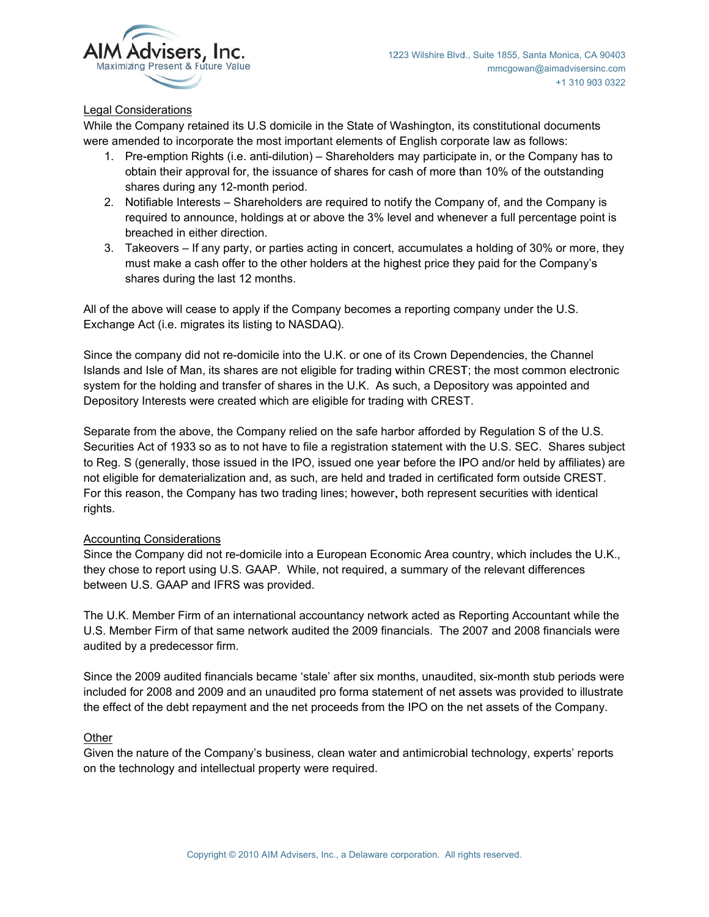<u>Legal Considerations</u>

While the Company retained its U.S domicile in the State of Washington, its constitutional documents were amended to incorporate the most important elements of English corporate law as follows:

1. Pre-emption Rights (i.e. anti-dilution) – Shareholders may participate in, or the Company has to obtain their approval for, the issuance of shares for cash of more than 10% of the outstanding shares during any 12-month period.
2. Notifiable Interests – Shareholders are required to notify the Company of, and the Company is required to announce, holdings at or above the 3% level and whenever a full percentage point is breached in either direction.
3. Takeovers – If any party, or parties acting in concert, accumulates a holding of 30% or more, they must make a cash offer to the other holders at the highest price they paid for the Company's shares during the last 12 months.

All of the above will cease to apply if the Company becomes a reporting company under the U.S. Exchange Act (i.e. migrates its listing to NASDAQ).

Since the company did not re-domicile into the U.K. or one of its Crown Dependencies, the Channel Islands and Isle of Man, its shares are not eligible for trading within CREST; the most common electronic system for the holding and transfer of shares in the U.K. As such, a Depository was appointed and Depository Interests were created which are eligible for trading with CREST.

Separate from the above, the Company relied on the safe harbor afforded by Regulation S of the U.S. Securities Act of 1933 so as to not have to file a registration statement with the U.S. SEC. Shares subject to Reg. S (generally, those issued in the IPO, issued one year before the IPO and/or held by affiliates) are not eligible for dematerialization and, as such, are held and traded in certificated form outside CREST. For this reason, the Company has two trading lines; however, both represent securities with identical rights.

<u>Accounting Considerations</u>

Since the Company did not re-domicile into a European Economic Area country, which includes the U.K., they chose to report using U.S. GAAP. While, not required, a summary of the relevant differences between U.S. GAAP and IFRS was provided.

The U.K. Member Firm of an international accountancy network acted as Reporting Accountant while the U.S. Member Firm of that same network audited the 2009 financials. The 2007 and 2008 financials were audited by a predecessor firm.

Since the 2009 audited financials became 'stale' after six months, unaudited, six-month stub periods were included for 2008 and 2009 and an unaudited pro forma statement of net assets was provided to illustrate the effect of the debt repayment and the net proceeds from the IPO on the net assets of the Company.

<u>Other</u>

Given the nature of the Company's business, clean water and antimicrobial technology, experts' reports on the technology and intellectual property were required.